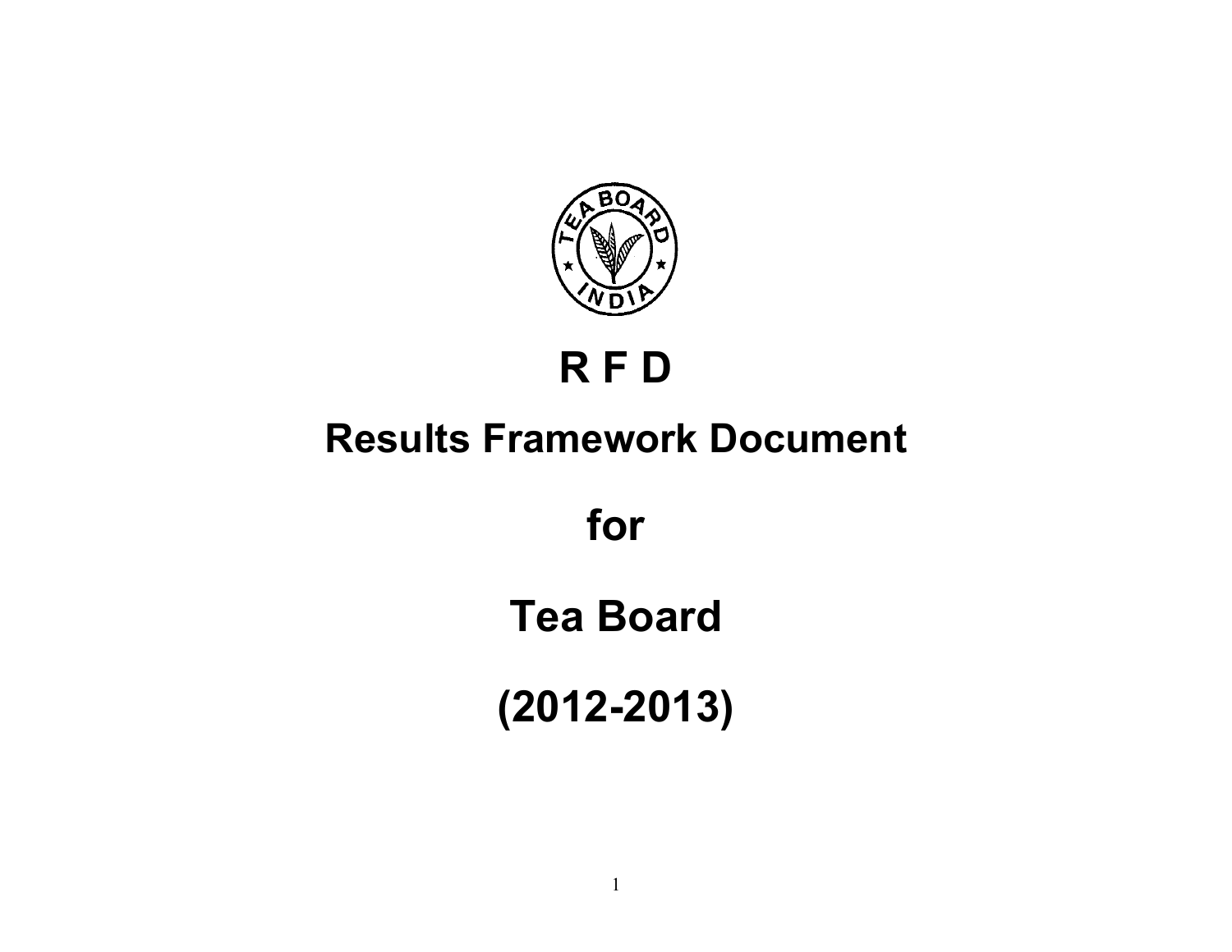# R F D

## Results Framework Document

## for

## Tea Board

## (2012-2013)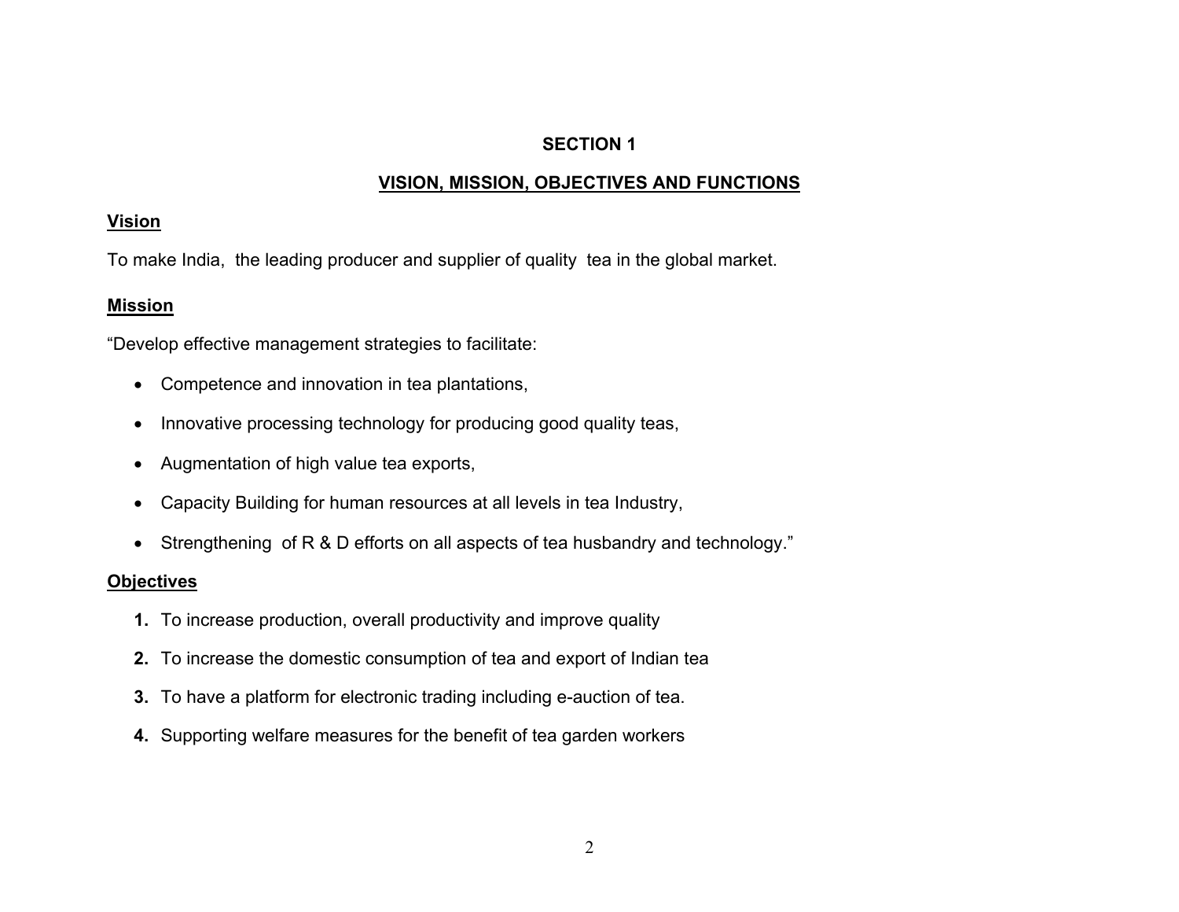# SECTION 1

## VISION, MISSION, OBJECTIVES AND FUNCTIONS

### Vision

To make India, the leading producer and supplier of quality tea in the global market.

### Mission

"Develop effective management strategies to facilitate:

- Competence and innovation in tea plantations,
- Innovative processing technology for producing good quality teas,
- Augmentation of high value tea exports,
- Capacity Building for human resources at all levels in tea Industry,
- Strengthening of R & D efforts on all aspects of tea husbandry and technology."

### Objectives

1. To increase production, overall productivity and improve quality
2. To increase the domestic consumption of tea and export of Indian tea
3. To have a platform for electronic trading including e-auction of tea.
4. Supporting welfare measures for the benefit of tea garden workers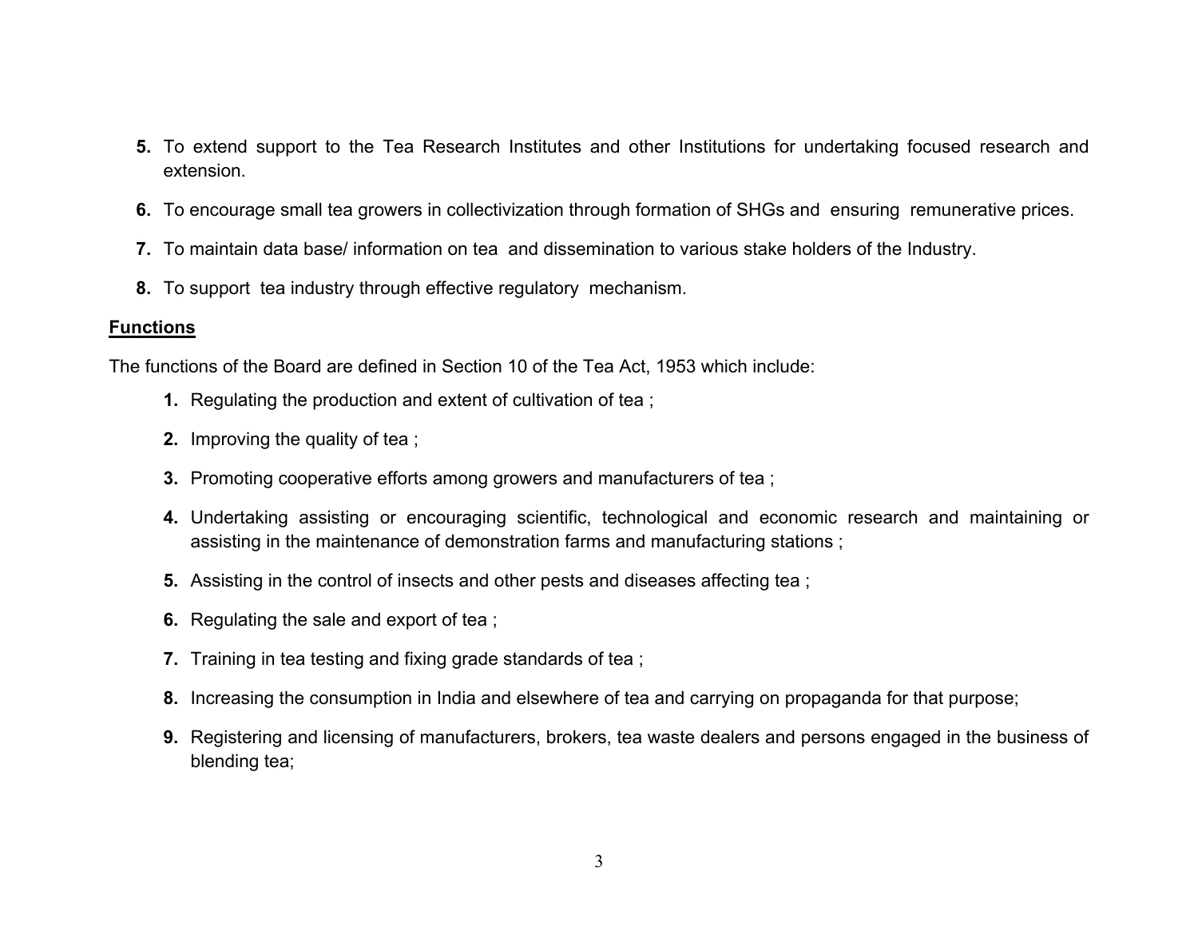5. To extend support to the Tea Research Institutes and other Institutions for undertaking focused research and extension.

6. To encourage small tea growers in collectivization through formation of SHGs and ensuring remunerative prices.

7. To maintain data base/ information on tea and dissemination to various stake holders of the Industry.

8. To support tea industry through effective regulatory mechanism.

**Functions**

The functions of the Board are defined in Section 10 of the Tea Act, 1953 which include:

1. Regulating the production and extent of cultivation of tea ;

2. Improving the quality of tea ;

3. Promoting cooperative efforts among growers and manufacturers of tea ;

4. Undertaking assisting or encouraging scientific, technological and economic research and maintaining or assisting in the maintenance of demonstration farms and manufacturing stations ;

5. Assisting in the control of insects and other pests and diseases affecting tea ;

6. Regulating the sale and export of tea ;

7. Training in tea testing and fixing grade standards of tea ;

8. Increasing the consumption in India and elsewhere of tea and carrying on propaganda for that purpose;

9. Registering and licensing of manufacturers, brokers, tea waste dealers and persons engaged in the business of blending tea;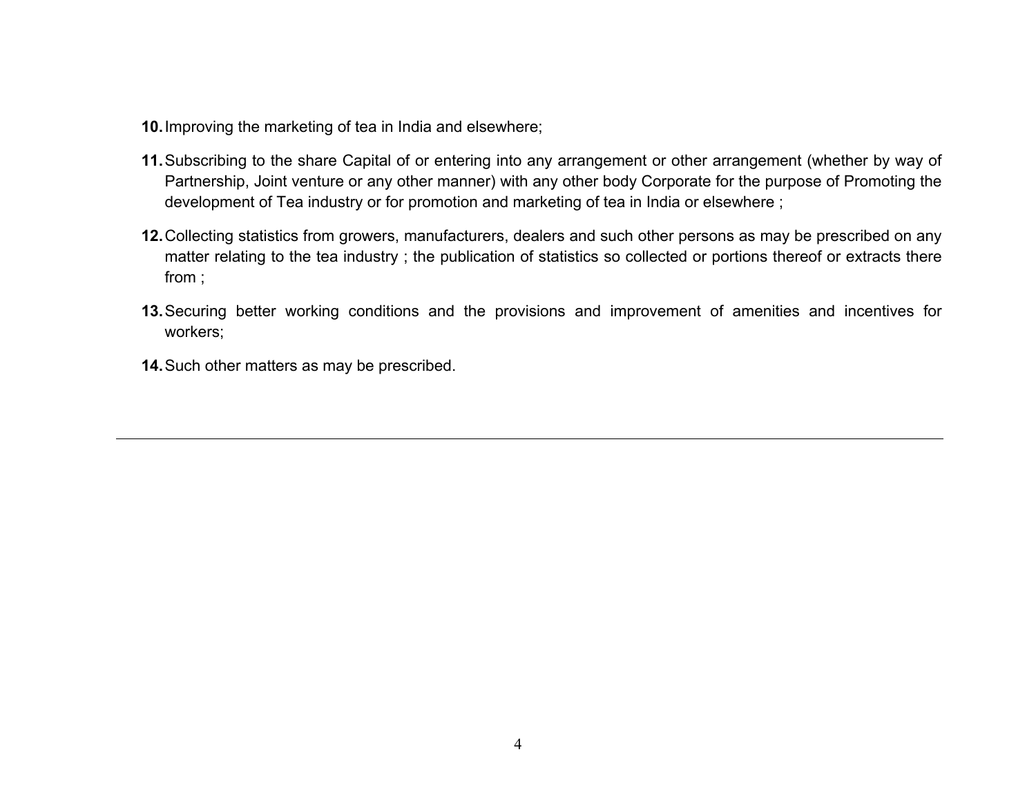10. Improving the marketing of tea in India and elsewhere;

11. Subscribing to the share Capital of or entering into any arrangement or other arrangement (whether by way of Partnership, Joint venture or any other manner) with any other body Corporate for the purpose of Promoting the development of Tea industry or for promotion and marketing of tea in India or elsewhere ;

12. Collecting statistics from growers, manufacturers, dealers and such other persons as may be prescribed on any matter relating to the tea industry ; the publication of statistics so collected or portions thereof or extracts there from ;

13. Securing better working conditions and the provisions and improvement of amenities and incentives for workers;

14. Such other matters as may be prescribed.

---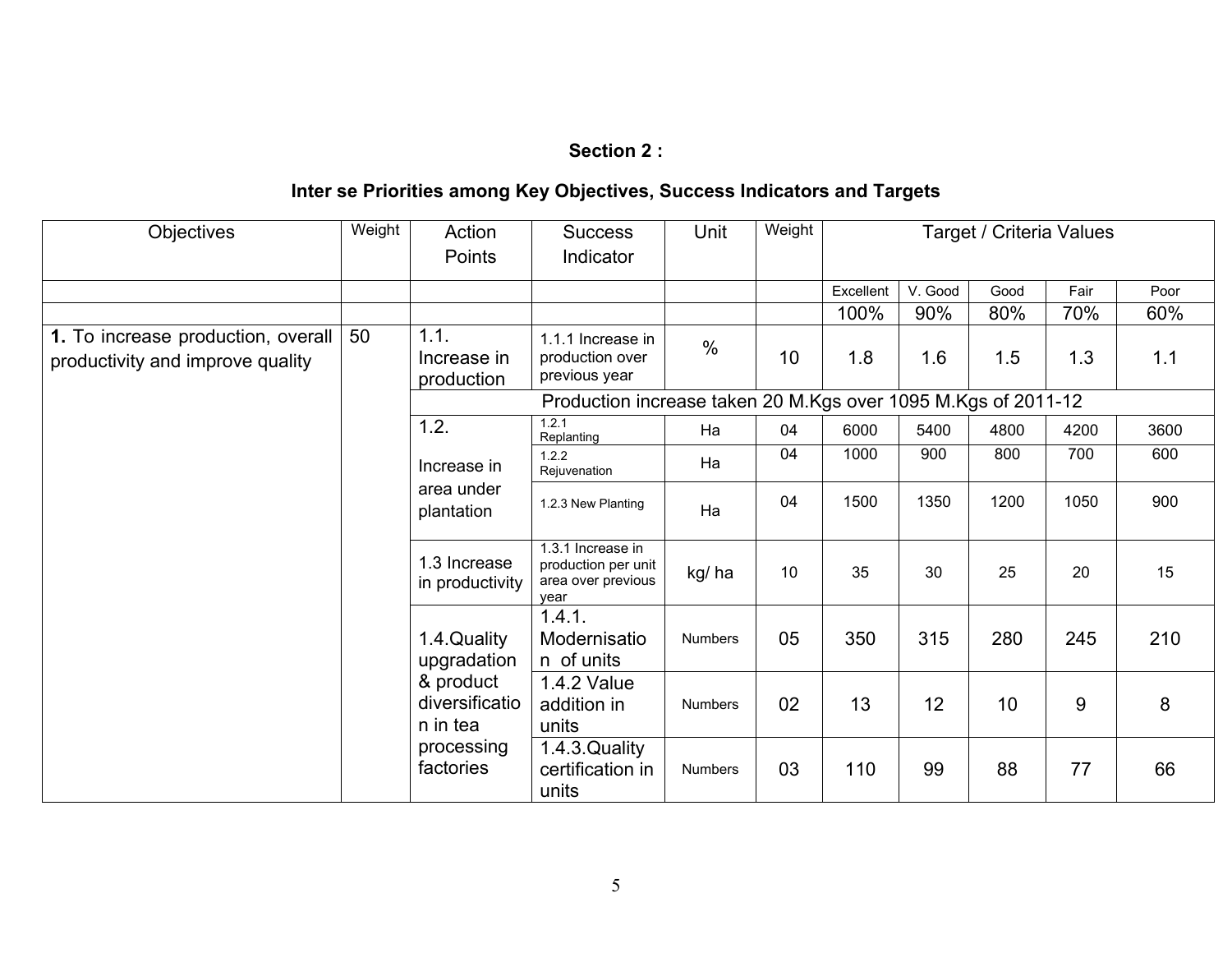**Section 2 :**

**Inter se Priorities among Key Objectives, Success Indicators and Targets**

| Objectives | Weight | Action Points | Success Indicator | Unit | Weight | Target / Criteria Values | | | | |
|---|---|---|---|---|---|---|---|---|---|---|
| | | | | | | Excellent | V. Good | Good | Fair | Poor |
| | | | | | | 100% | 90% | 80% | 70% | 60% |
| **1.** To increase production, overall productivity and improve quality | 50 | 1.1. Increase in production | 1.1.1 Increase in production over previous year | % | 10 | 1.8 | 1.6 | 1.5 | 1.3 | 1.1 |
| | | Production increase taken 20 M.Kgs over 1095 M.Kgs of 2011-12 | | | | | | | | |
| | | 1.2. Increase in area under plantation | 1.2.1 Replanting | Ha | 04 | 6000 | 5400 | 4800 | 4200 | 3600 |
| | | | 1.2.2 Rejuvenation | Ha | 04 | 1000 | 900 | 800 | 700 | 600 |
| | | | 1.2.3 New Planting | Ha | 04 | 1500 | 1350 | 1200 | 1050 | 900 |
| | | 1.3 Increase in productivity | 1.3.1 Increase in production per unit area over previous year | kg/ ha | 10 | 35 | 30 | 25 | 20 | 15 |
| | | 1.4.Quality upgradation & product diversification in tea processing factories | 1.4.1. Modernisation of units | Numbers | 05 | 350 | 315 | 280 | 245 | 210 |
| | | | 1.4.2 Value addition in units | Numbers | 02 | 13 | 12 | 10 | 9 | 8 |
| | | | 1.4.3.Quality certification in units | Numbers | 03 | 110 | 99 | 88 | 77 | 66 |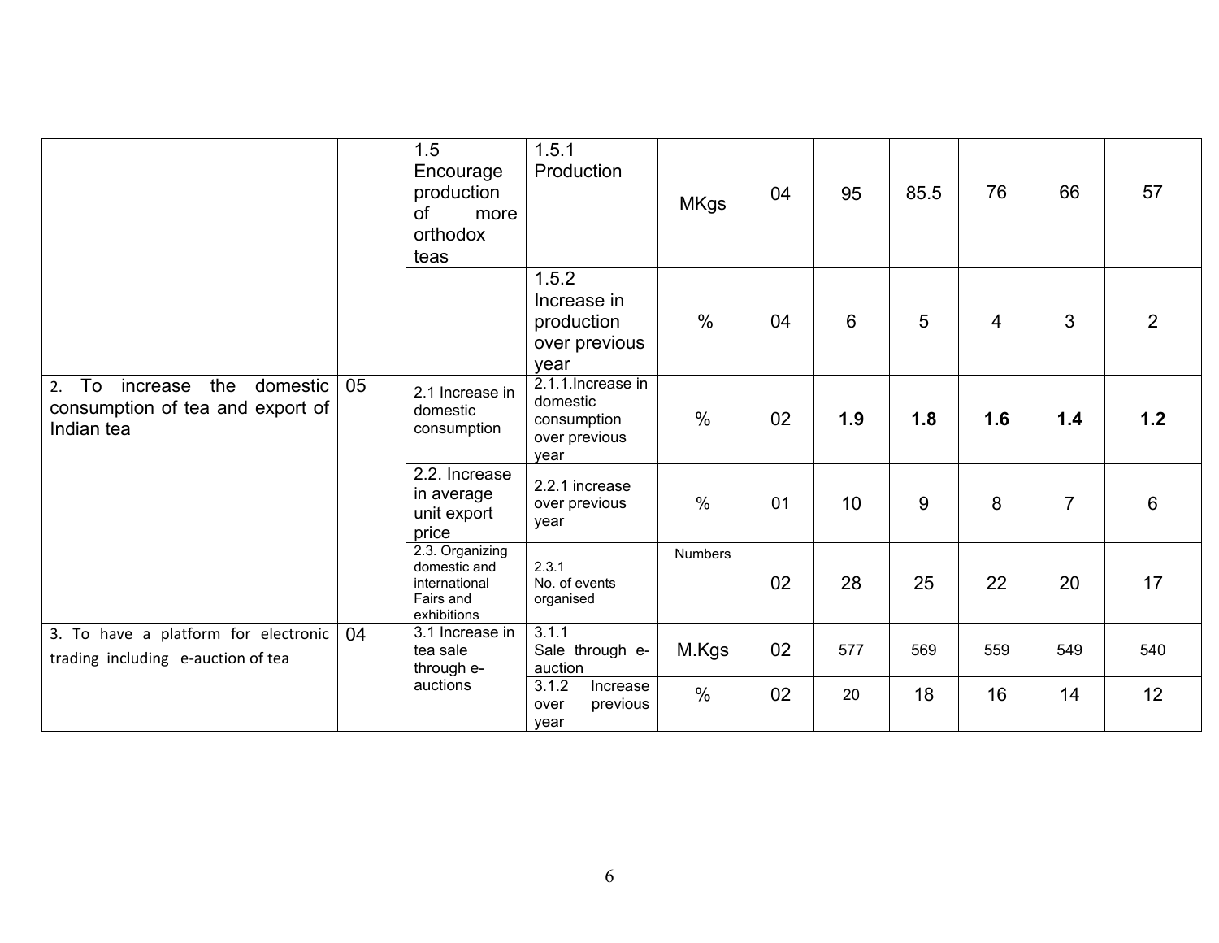| | | 1.5 Encourage production of more orthodox teas | 1.5.1 Production | MKgs | 04 | 95 | 85.5 | 76 | 66 | 57 |
|---|---|---|---|---|---|---|---|---|---|---|
| | | | 1.5.2 Increase in production over previous year | % | 04 | 6 | 5 | 4 | 3 | 2 |
| 2. To increase the domestic consumption of tea and export of Indian tea | 05 | 2.1 Increase in domestic consumption | 2.1.1.Increase in domestic consumption over previous year | % | 02 | **1.9** | **1.8** | **1.6** | **1.4** | **1.2** |
| | | 2.2. Increase in average unit export price | 2.2.1 increase over previous year | % | 01 | 10 | 9 | 8 | 7 | 6 |
| | | 2.3. Organizing domestic and international Fairs and exhibitions | 2.3.1 No. of events organised | Numbers | 02 | 28 | 25 | 22 | 20 | 17 |
| 3. To have a platform for electronic trading including e-auction of tea | 04 | 3.1 Increase in tea sale through e-auctions | 3.1.1 Sale through e-auction | M.Kgs | 02 | 577 | 569 | 559 | 549 | 540 |
| | | | 3.1.2 Increase over previous year | % | 02 | 20 | 18 | 16 | 14 | 12 |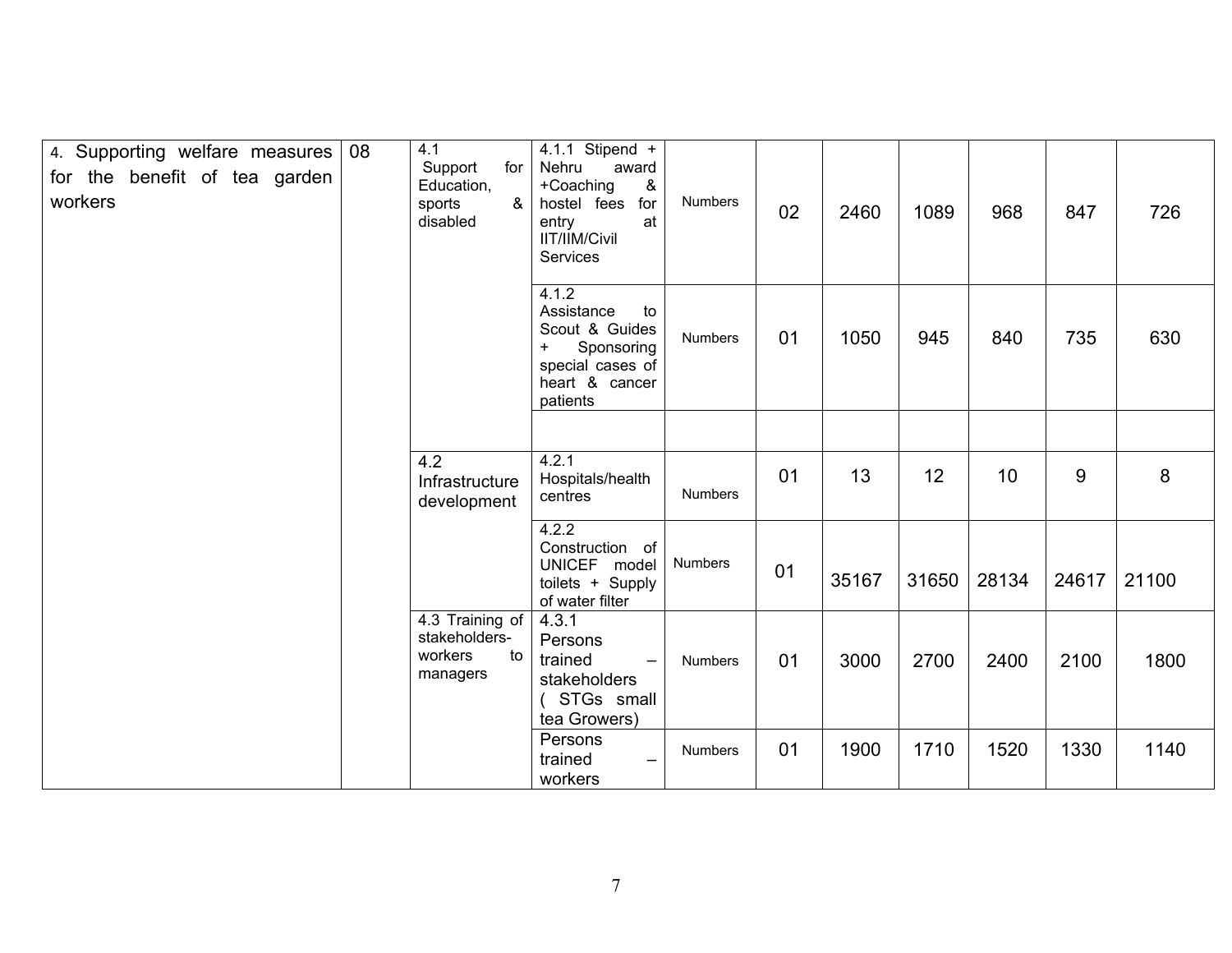| 4. Supporting welfare measures for the benefit of tea garden workers | 08 | 4.1 Support for Education, sports & disabled | 4.1.1 Stipend + Nehru award +Coaching & hostel fees for entry at IIT/IIM/Civil Services | Numbers | 02 | 2460 | 1089 | 968 | 847 | 726 |
|---|---|---|---|---|---|---|---|---|---|---|
| | | | 4.1.2 Assistance to Scout & Guides + Sponsoring special cases of heart & cancer patients | Numbers | 01 | 1050 | 945 | 840 | 735 | 630 |
| | | | | | | | | | | |
| | | 4.2 Infrastructure development | 4.2.1 Hospitals/health centres | Numbers | 01 | 13 | 12 | 10 | 9 | 8 |
| | | | 4.2.2 Construction of UNICEF model toilets + Supply of water filter | Numbers | 01 | 35167 | 31650 | 28134 | 24617 | 21100 |
| | | 4.3 Training of stakeholders-workers to managers | 4.3.1 Persons trained – stakeholders ( STGs small tea Growers) | Numbers | 01 | 3000 | 2700 | 2400 | 2100 | 1800 |
| | | | Persons trained – workers | Numbers | 01 | 1900 | 1710 | 1520 | 1330 | 1140 |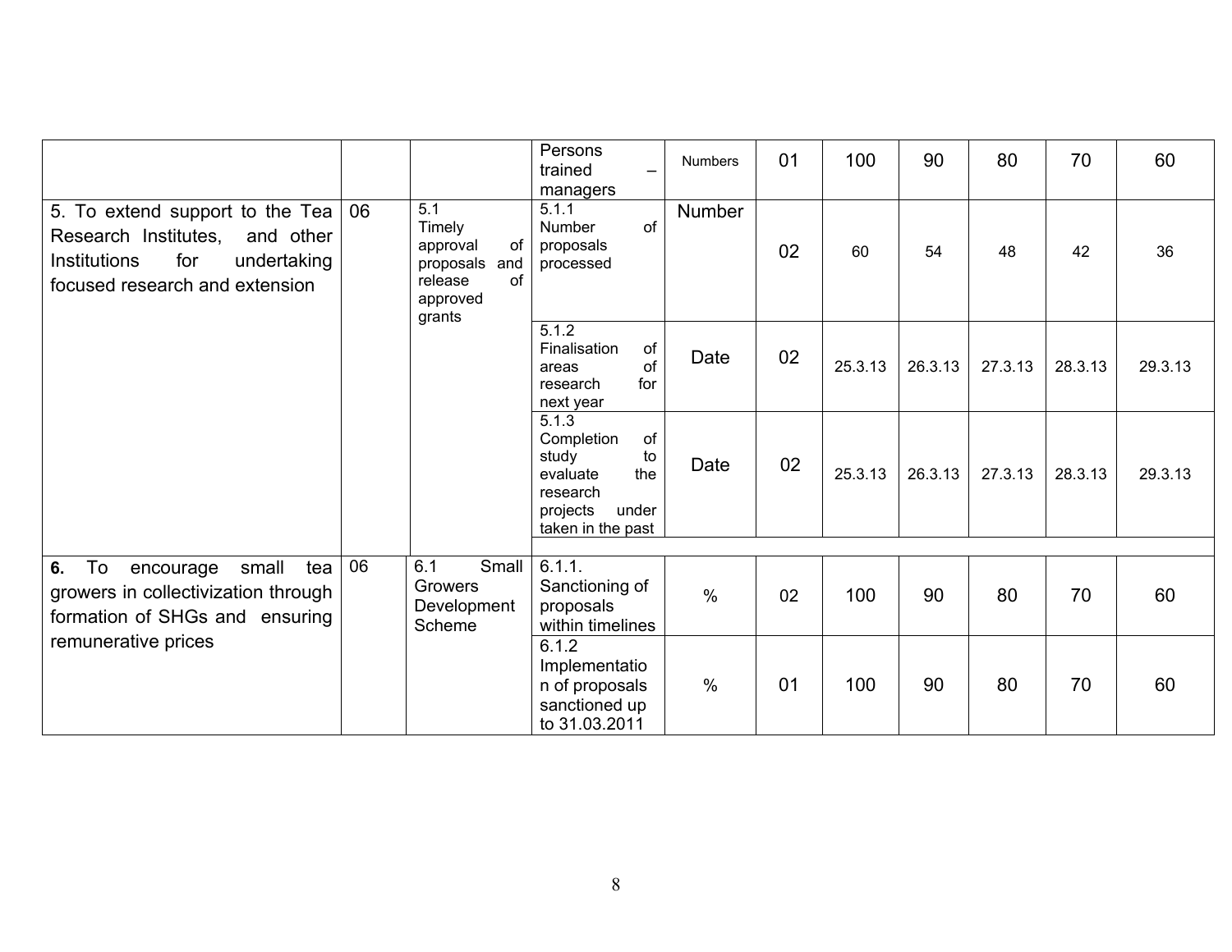| | | | | | | | | | | |
|---|---|---|---|---|---|---|---|---|---|---|
| | | | Persons trained – managers | Numbers | 01 | 100 | 90 | 80 | 70 | 60 |
| 5. To extend support to the Tea Research Institutes, and other Institutions for undertaking focused research and extension | 06 | 5.1 Timely approval of proposals and release of approved grants | 5.1.1 Number of proposals processed | Number | 02 | 60 | 54 | 48 | 42 | 36 |
| | | | 5.1.2 Finalisation of areas of research for next year | Date | 02 | 25.3.13 | 26.3.13 | 27.3.13 | 28.3.13 | 29.3.13 |
| | | | 5.1.3 Completion of study to evaluate the research projects under taken in the past | Date | 02 | 25.3.13 | 26.3.13 | 27.3.13 | 28.3.13 | 29.3.13 |
| **6.** To encourage small tea growers in collectivization through formation of SHGs and ensuring remunerative prices | 06 | 6.1 Small Growers Development Scheme | 6.1.1. Sanctioning of proposals within timelines | % | 02 | 100 | 90 | 80 | 70 | 60 |
| | | | 6.1.2 Implementation of proposals sanctioned up to 31.03.2011 | % | 01 | 100 | 90 | 80 | 70 | 60 |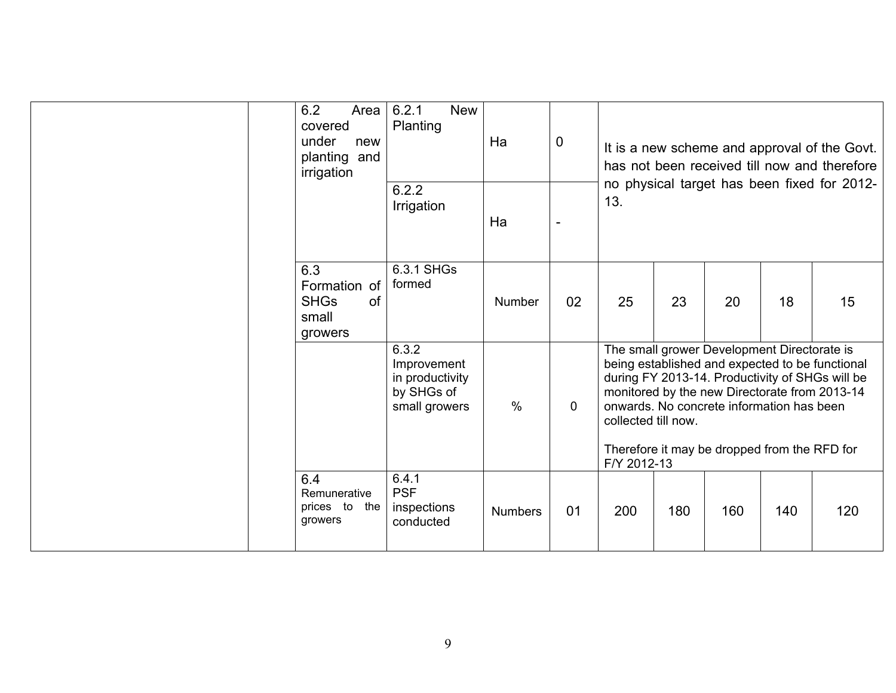| | | | | | | | | | | |
|---|---|---|---|---|---|---|---|---|---|---|
| | | 6.2 Area covered under new planting and irrigation | 6.2.1 New Planting | Ha | 0 | It is a new scheme and approval of the Govt. has not been received till now and therefore no physical target has been fixed for 2012-13. | | | | |
| | | | 6.2.2 Irrigation | Ha | - | | | | | |
| | | 6.3 Formation of SHGs of small growers | 6.3.1 SHGs formed | Number | 02 | 25 | 23 | 20 | 18 | 15 |
| | | | 6.3.2 Improvement in productivity by SHGs of small growers | % | 0 | The small grower Development Directorate is being established and expected to be functional during FY 2013-14. Productivity of SHGs will be monitored by the new Directorate from 2013-14 onwards. No concrete information has been collected till now.<br><br>Therefore it may be dropped from the RFD for F/Y 2012-13 | | | | |
| | | 6.4 Remunerative prices to the growers | 6.4.1 PSF inspections conducted | Numbers | 01 | 200 | 180 | 160 | 140 | 120 |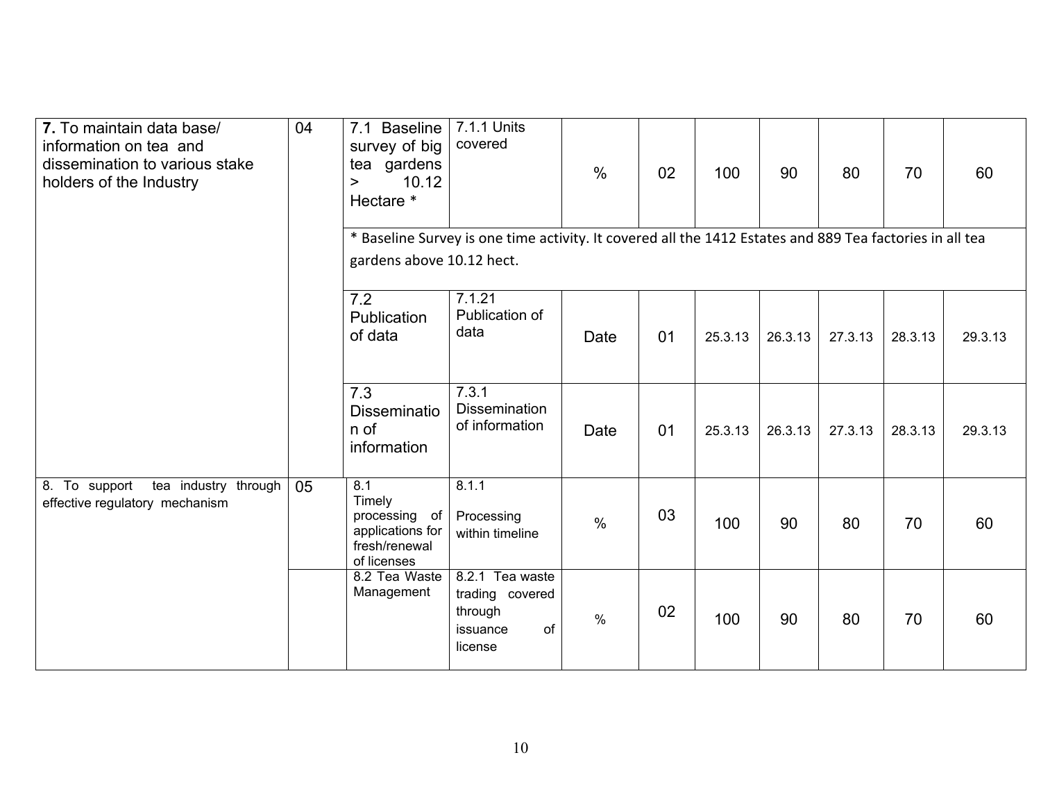| 7. To maintain data base/ information on tea and dissemination to various stake holders of the Industry | 04 | 7.1 Baseline survey of big tea gardens > 10.12 Hectare * | 7.1.1 Units covered | % | 02 | 100 | 90 | 80 | 70 | 60 |
|---|---|---|---|---|---|---|---|---|---|---|
| | | * Baseline Survey is one time activity. It covered all the 1412 Estates and 889 Tea factories in all tea gardens above 10.12 hect. | | | | | | | | |
| | | 7.2 Publication of data | 7.1.21 Publication of data | Date | 01 | 25.3.13 | 26.3.13 | 27.3.13 | 28.3.13 | 29.3.13 |
| | | 7.3 Dissemination of information | 7.3.1 Dissemination of information | Date | 01 | 25.3.13 | 26.3.13 | 27.3.13 | 28.3.13 | 29.3.13 |
| 8. To support tea industry through effective regulatory mechanism | 05 | 8.1 Timely processing of applications for fresh/renewal of licenses | 8.1.1 Processing within timeline | % | 03 | 100 | 90 | 80 | 70 | 60 |
| | | 8.2 Tea Waste Management | 8.2.1 Tea waste trading covered through issuance of license | % | 02 | 100 | 90 | 80 | 70 | 60 |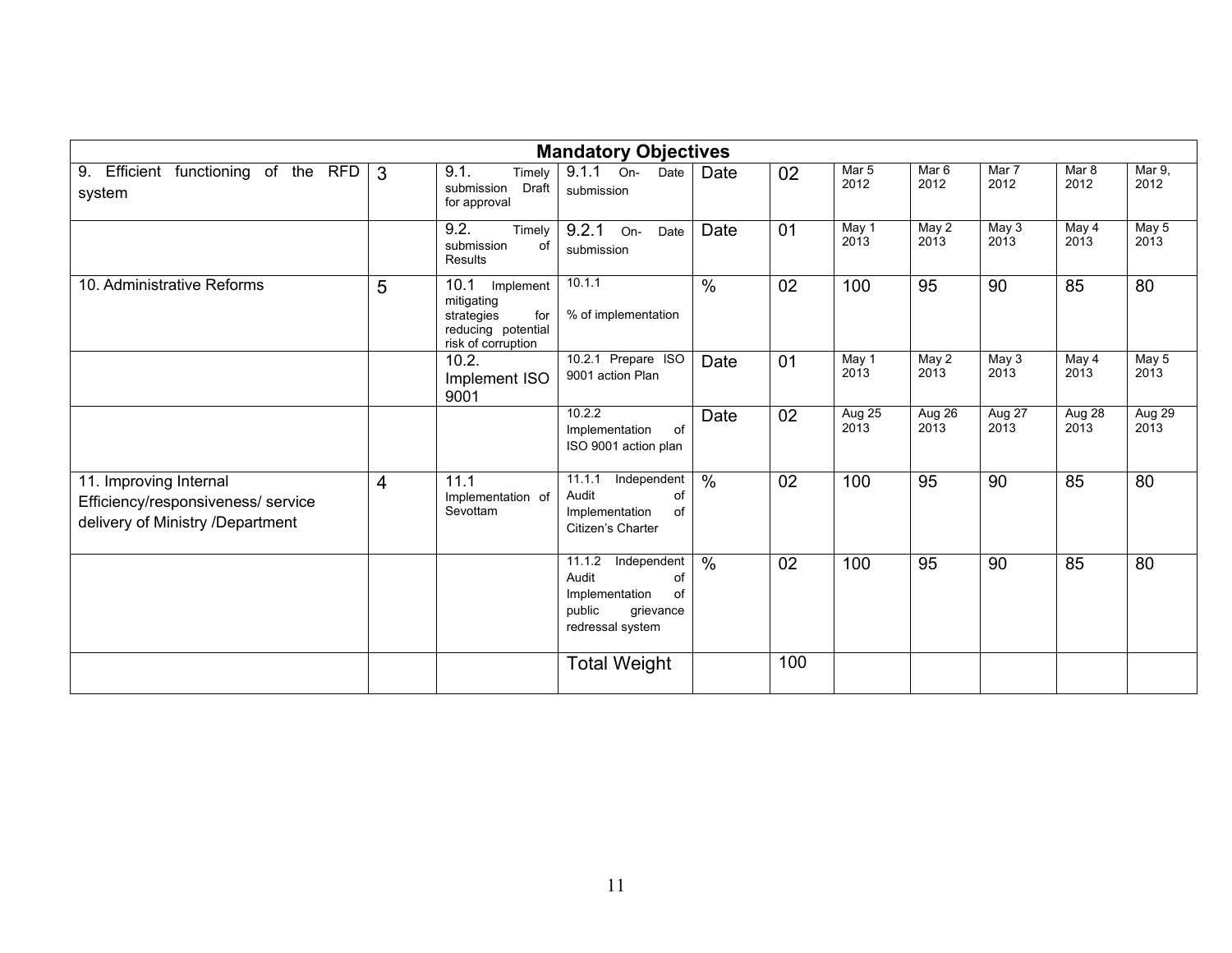| Mandatory Objectives | | | | | | | | | | |
|---|---|---|---|---|---|---|---|---|---|---|
| 9. Efficient functioning of the RFD system | 3 | 9.1. Timely submission Draft for approval | 9.1.1 On-Date submission | Date | 02 | Mar 5 2012 | Mar 6 2012 | Mar 7 2012 | Mar 8 2012 | Mar 9, 2012 |
| | | 9.2. Timely submission of Results | 9.2.1 On-Date submission | Date | 01 | May 1 2013 | May 2 2013 | May 3 2013 | May 4 2013 | May 5 2013 |
| 10. Administrative Reforms | 5 | 10.1 Implement mitigating strategies for reducing potential risk of corruption | 10.1.1 % of implementation | % | 02 | 100 | 95 | 90 | 85 | 80 |
| | | 10.2. Implement ISO 9001 | 10.2.1 Prepare ISO 9001 action Plan | Date | 01 | May 1 2013 | May 2 2013 | May 3 2013 | May 4 2013 | May 5 2013 |
| | | | 10.2.2 Implementation of ISO 9001 action plan | Date | 02 | Aug 25 2013 | Aug 26 2013 | Aug 27 2013 | Aug 28 2013 | Aug 29 2013 |
| 11. Improving Internal Efficiency/responsiveness/ service delivery of Ministry /Department | 4 | 11.1 Implementation of Sevottam | 11.1.1 Independent Audit of Implementation of Citizen's Charter | % | 02 | 100 | 95 | 90 | 85 | 80 |
| | | | 11.1.2 Independent Audit of Implementation of public grievance redressal system | % | 02 | 100 | 95 | 90 | 85 | 80 |
| | | | Total Weight | | 100 | | | | | |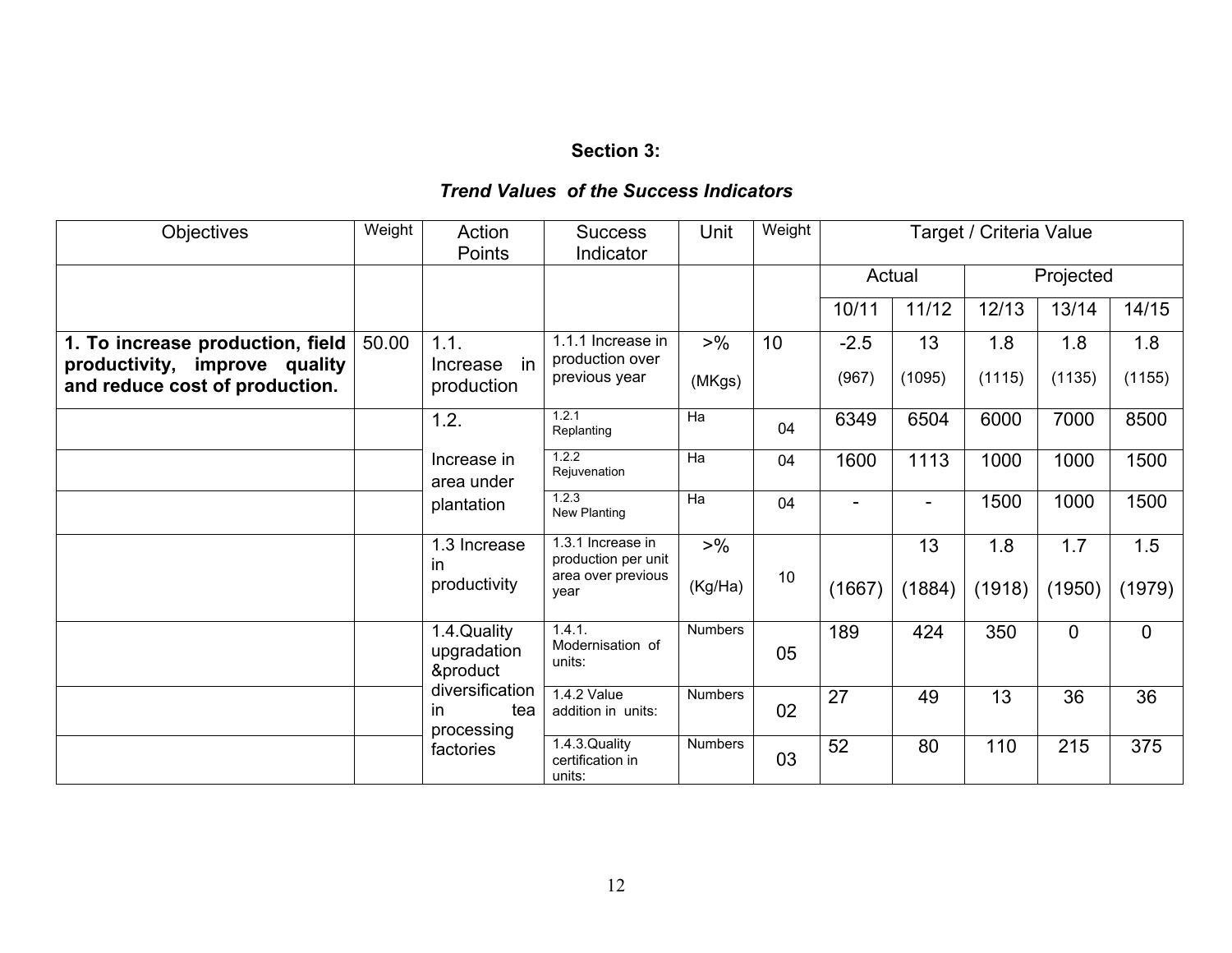**Section 3:**

***Trend Values of the Success Indicators***

| Objectives | Weight | Action Points | Success Indicator | Unit | Weight | Target / Criteria Value | | | | |
|---|---|---|---|---|---|---|---|---|---|---|
| | | | | | | Actual | | Projected | | |
| | | | | | | 10/11 | 11/12 | 12/13 | 13/14 | 14/15 |
| **1. To increase production, field productivity, improve quality and reduce cost of production.** | 50.00 | 1.1. Increase in production | 1.1.1 Increase in production over previous year | >% (MKgs) | 10 | -2.5 (967) | 13 (1095) | 1.8 (1115) | 1.8 (1135) | 1.8 (1155) |
| | | 1.2. Increase in area under plantation | 1.2.1 Replanting | Ha | 04 | 6349 | 6504 | 6000 | 7000 | 8500 |
| | | | 1.2.2 Rejuvenation | Ha | 04 | 1600 | 1113 | 1000 | 1000 | 1500 |
| | | | 1.2.3 New Planting | Ha | 04 | - | - | 1500 | 1000 | 1500 |
| | | 1.3 Increase in productivity | 1.3.1 Increase in production per unit area over previous year | >% (Kg/Ha) | 10 | (1667) | 13 (1884) | 1.8 (1918) | 1.7 (1950) | 1.5 (1979) |
| | | 1.4.Quality upgradation &product diversification in tea processing factories | 1.4.1. Modernisation of units: | Numbers | 05 | 189 | 424 | 350 | 0 | 0 |
| | | | 1.4.2 Value addition in units: | Numbers | 02 | 27 | 49 | 13 | 36 | 36 |
| | | | 1.4.3.Quality certification in units: | Numbers | 03 | 52 | 80 | 110 | 215 | 375 |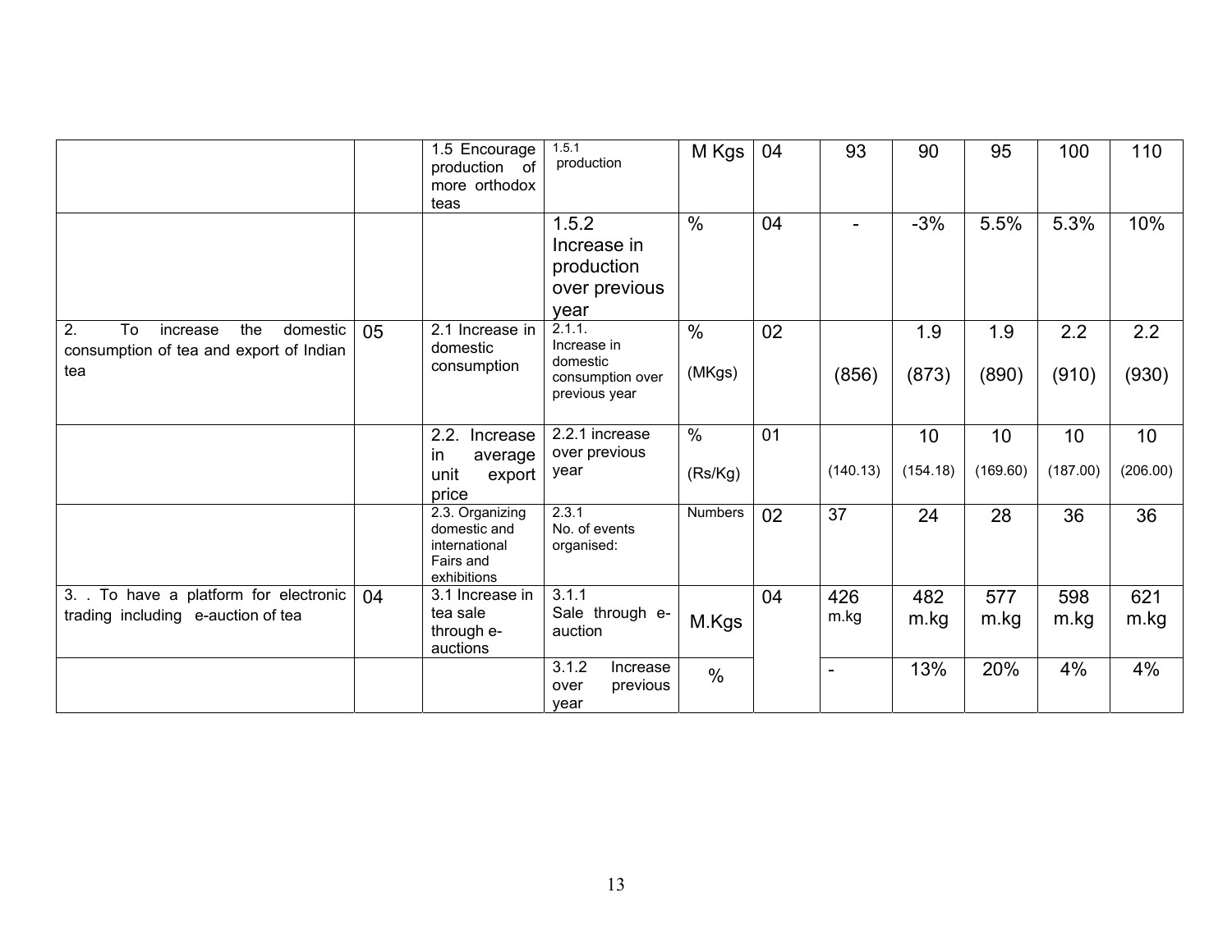| | | 1.5 Encourage production of more orthodox teas | 1.5.1 production | M Kgs | 04 | 93 | 90 | 95 | 100 | 110 |
|---|---|---|---|---|---|---|---|---|---|---|
| | | | 1.5.2 Increase in production over previous year | % | 04 | - | -3% | 5.5% | 5.3% | 10% |
| 2. To increase the domestic consumption of tea and export of Indian tea | 05 | 2.1 Increase in domestic consumption | 2.1.1. Increase in domestic consumption over previous year | % (MKgs) | 02 | (856) | 1.9 (873) | 1.9 (890) | 2.2 (910) | 2.2 (930) |
| | | 2.2. Increase in average unit export price | 2.2.1 increase over previous year | % (Rs/Kg) | 01 | (140.13) | 10 (154.18) | 10 (169.60) | 10 (187.00) | 10 (206.00) |
| | | 2.3. Organizing domestic and international Fairs and exhibitions | 2.3.1 No. of events organised: | Numbers | 02 | 37 | 24 | 28 | 36 | 36 |
| 3. . To have a platform for electronic trading including e-auction of tea | 04 | 3.1 Increase in tea sale through e-auctions | 3.1.1 Sale through e-auction | M.Kgs | 04 | 426 m.kg | 482 m.kg | 577 m.kg | 598 m.kg | 621 m.kg |
| | | | 3.1.2 Increase over previous year | % | | - | 13% | 20% | 4% | 4% |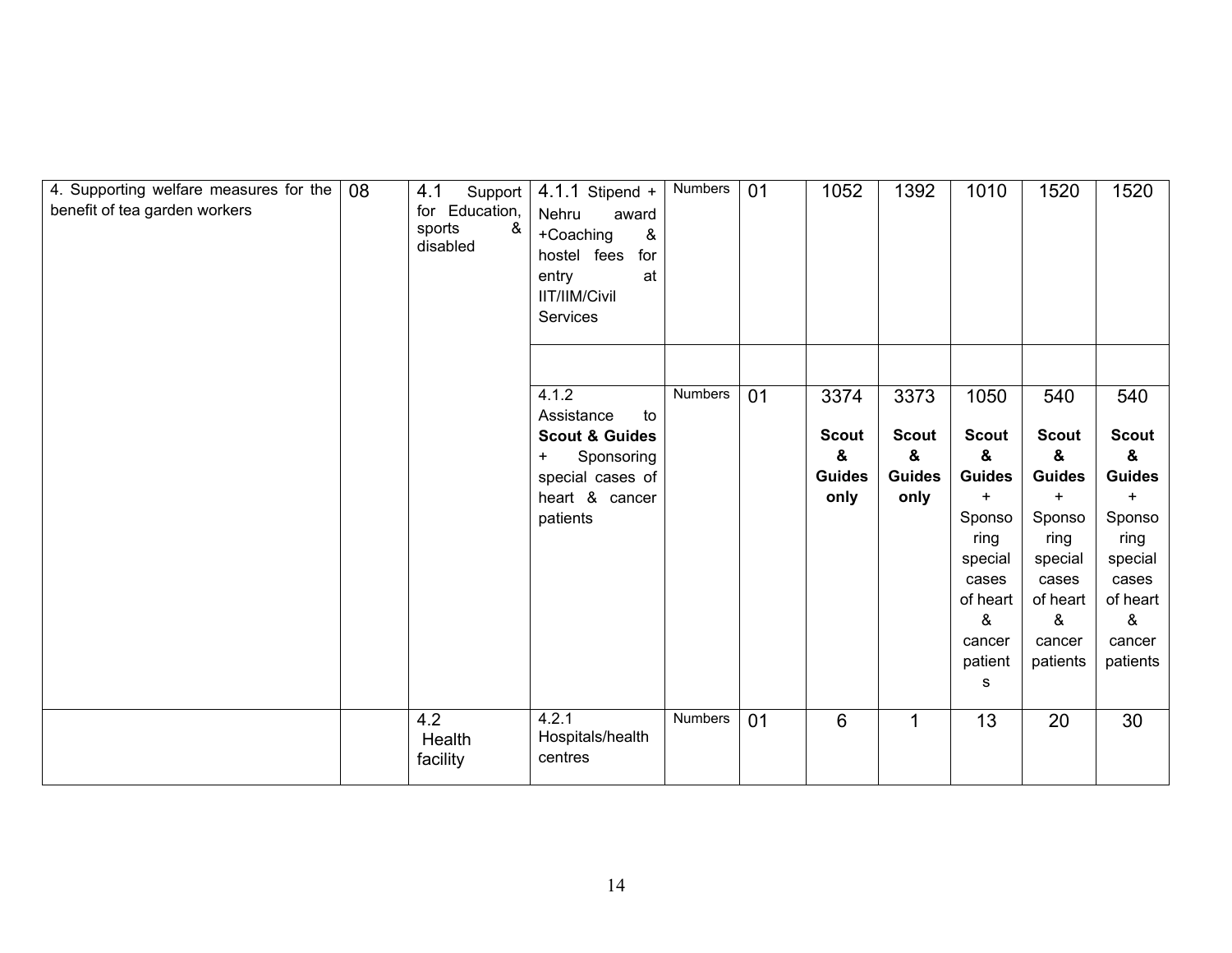| | | | | | | | | | | |
|---|---|---|---|---|---|---|---|---|---|---|
| 4. Supporting welfare measures for the benefit of tea garden workers | 08 | 4.1 Support for Education, sports & disabled | 4.1.1 Stipend + Nehru award +Coaching & hostel fees for entry at IIT/IIM/Civil Services | Numbers | 01 | 1052 | 1392 | 1010 | 1520 | 1520 |
| | | | | | | | | | | |
| | | | 4.1.2 Assistance to **Scout & Guides** + Sponsoring special cases of heart & cancer patients | Numbers | 01 | 3374 **Scout & Guides only** | 3373 **Scout & Guides only** | 1050 **Scout & Guides** + Sponsoring special cases of heart & cancer patients | 540 **Scout & Guides** + Sponsoring special cases of heart & cancer patients | 540 **Scout & Guides** + Sponsoring special cases of heart & cancer patients |
| | | 4.2 Health facility | 4.2.1 Hospitals/health centres | Numbers | 01 | 6 | 1 | 13 | 20 | 30 |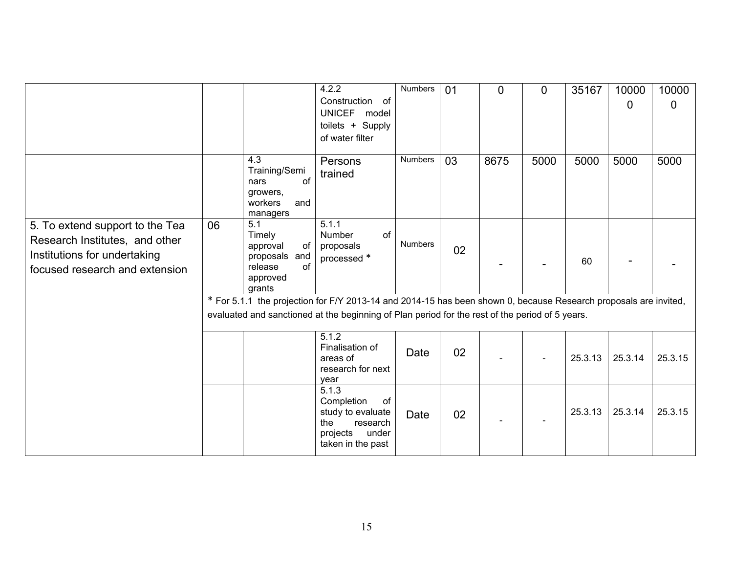| | | | | | | | | | | |
|---|---|---|---|---|---|---|---|---|---|---|
| | | | 4.2.2 Construction of UNICEF model toilets + Supply of water filter | Numbers | 01 | 0 | 0 | 35167 | 100000 | 100000 |
| | | 4.3 Training/Seminars of growers, workers and managers | Persons trained | Numbers | 03 | 8675 | 5000 | 5000 | 5000 | 5000 |
| 5. To extend support to the Tea Research Institutes, and other Institutions for undertaking focused research and extension | 06 | 5.1 Timely approval of proposals and release of approved grants | 5.1.1 Number of proposals processed * | Numbers | 02 | - | - | 60 | - | - |
| | * For 5.1.1 the projection for F/Y 2013-14 and 2014-15 has been shown 0, because Research proposals are invited, evaluated and sanctioned at the beginning of Plan period for the rest of the period of 5 years. | | | | | | | | | |
| | | | 5.1.2 Finalisation of areas of research for next year | Date | 02 | - | - | 25.3.13 | 25.3.14 | 25.3.15 |
| | | | 5.1.3 Completion of study to evaluate the research projects under taken in the past | Date | 02 | - | - | 25.3.13 | 25.3.14 | 25.3.15 |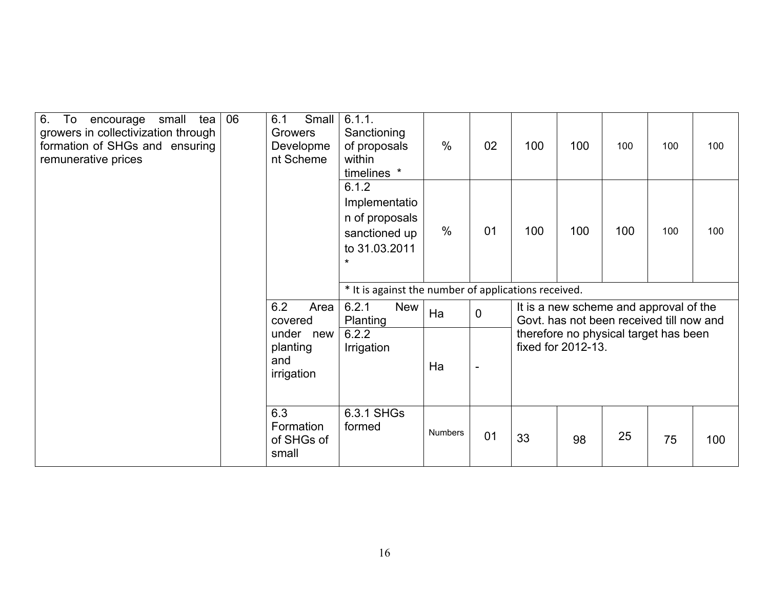| 6. To encourage small tea growers in collectivization through formation of SHGs and ensuring remunerative prices | 06 | 6.1 Small Growers Development Scheme | 6.1.1. Sanctioning of proposals within timelines * | % | 02 | 100 | 100 | 100 | 100 | 100 |
|---|---|---|---|---|---|---|---|---|---|---|
| | | | 6.1.2 Implementation of proposals sanctioned up to 31.03.2011 * | % | 01 | 100 | 100 | 100 | 100 | 100 |
| | | | * It is against the number of applications received. | | | | | | | |
| | | 6.2 Area covered under new planting and irrigation | 6.2.1 New Planting | Ha | 0 | It is a new scheme and approval of the Govt. has not been received till now and therefore no physical target has been fixed for 2012-13. | | | | |
| | | | 6.2.2 Irrigation | Ha | - | | | | | |
| | | 6.3 Formation of SHGs of small | 6.3.1 SHGs formed | Numbers | 01 | 33 | 98 | 25 | 75 | 100 |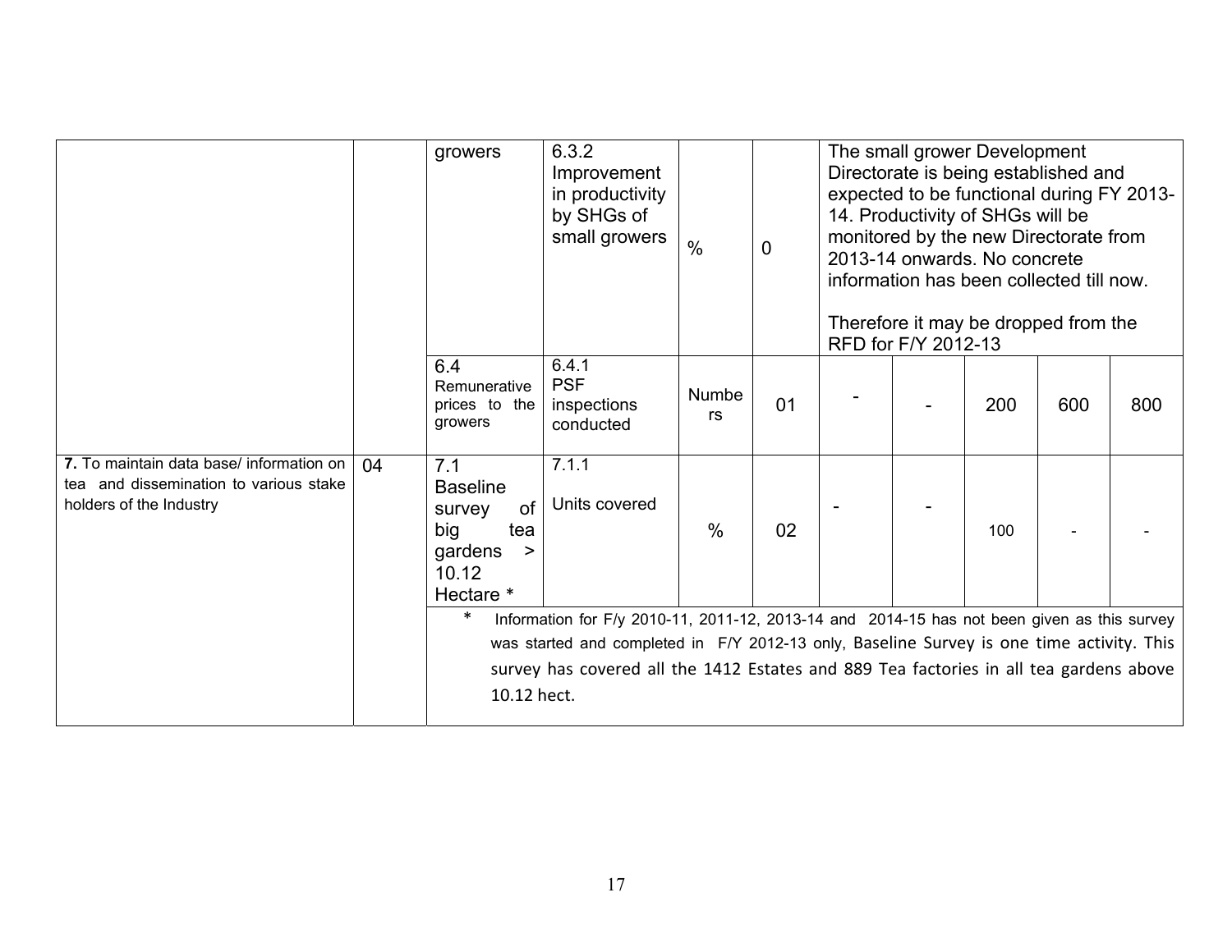| | | | | | | | | | | |
|---|---|---|---|---|---|---|---|---|---|---|
| | | growers | 6.3.2 Improvement in productivity by SHGs of small growers | % | 0 | The small grower Development Directorate is being established and expected to be functional during FY 2013-14. Productivity of SHGs will be monitored by the new Directorate from 2013-14 onwards. No concrete information has been collected till now.<br><br>Therefore it may be dropped from the RFD for F/Y 2012-13 | | | | |
| | | 6.4 Remunerative prices to the growers | 6.4.1 PSF inspections conducted | Numbers | 01 | - | - | 200 | 600 | 800 |
| **7.** To maintain data base/ information on tea and dissemination to various stake holders of the Industry | 04 | 7.1 Baseline survey of big tea gardens > 10.12 Hectare * | 7.1.1 Units covered | % | 02 | - | - | 100 | - | - |
| | | * Information for F/y 2010-11, 2011-12, 2013-14 and 2014-15 has not been given as this survey was started and completed in F/Y 2012-13 only, Baseline Survey is one time activity. This survey has covered all the 1412 Estates and 889 Tea factories in all tea gardens above 10.12 hect. | | | | | | | | |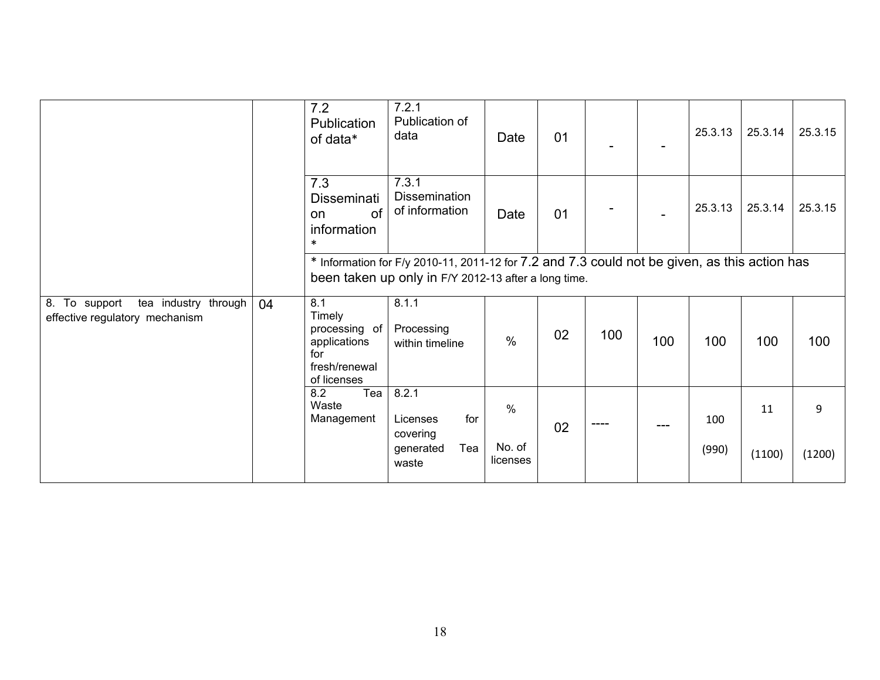| | | | | | | | | | | |
|---|---|---|---|---|---|---|---|---|---|---|
| | | 7.2 Publication of data* | 7.2.1 Publication of data | Date | 01 | - | - | 25.3.13 | 25.3.14 | 25.3.15 |
| | | 7.3 Dissemination of information * | 7.3.1 Dissemination of information | Date | 01 | - | - | 25.3.13 | 25.3.14 | 25.3.15 |
| | | * Information for F/y 2010-11, 2011-12 for 7.2 and 7.3 could not be given, as this action has been taken up only in F/Y 2012-13 after a long time. | | | | | | | | |
| 8. To support tea industry through effective regulatory mechanism | 04 | 8.1 Timely processing of applications for fresh/renewal of licenses | 8.1.1 Processing within timeline | % | 02 | 100 | 100 | 100 | 100 | 100 |
| | | 8.2 Tea Waste Management | 8.2.1 Licenses for covering generated Tea waste | % No. of licenses | 02 | ---- | --- | 100 (990) | 11 (1100) | 9 (1200) |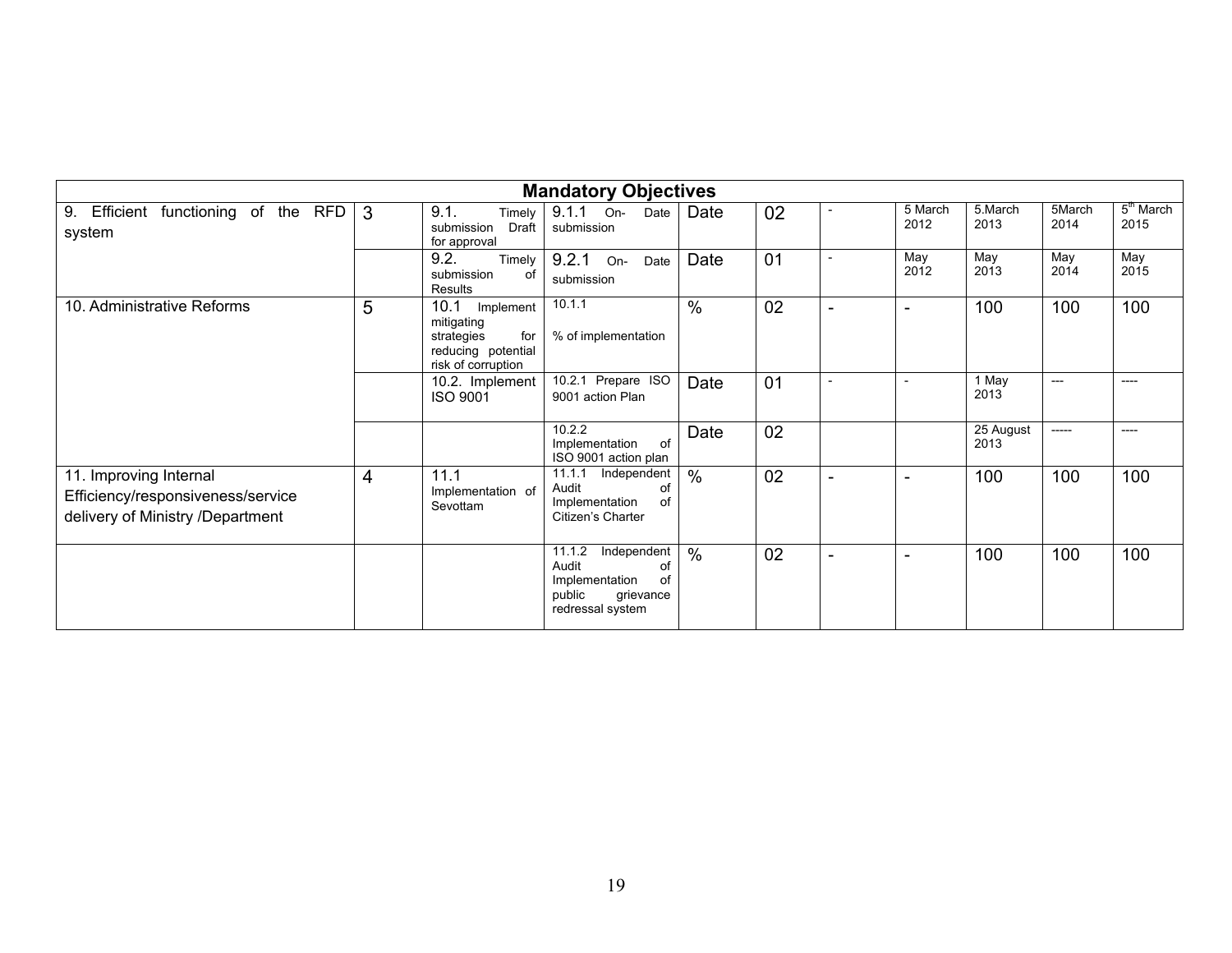| Mandatory Objectives | | | | | | | | | | |
|---|---|---|---|---|---|---|---|---|---|---|
| 9. Efficient functioning of the RFD system | 3 | 9.1. Timely submission Draft for approval | 9.1.1 On- Date submission | Date | 02 | - | 5 March 2012 | 5.March 2013 | 5March 2014 | 5th March 2015 |
| | | 9.2. Timely submission of Results | 9.2.1 On- Date submission | Date | 01 | - | May 2012 | May 2013 | May 2014 | May 2015 |
| 10. Administrative Reforms | 5 | 10.1 Implement mitigating strategies for reducing potential risk of corruption | 10.1.1<br><br>% of implementation | % | 02 | - | - | 100 | 100 | 100 |
| | | 10.2. Implement ISO 9001 | 10.2.1 Prepare ISO 9001 action Plan | Date | 01 | - | - | 1 May 2013 | --- | ---- |
| | | | 10.2.2 Implementation of ISO 9001 action plan | Date | 02 | | | 25 August 2013 | ----- | ---- |
| 11. Improving Internal Efficiency/responsiveness/service delivery of Ministry /Department | 4 | 11.1 Implementation of Sevottam | 11.1.1 Independent Audit of Implementation of Citizen's Charter | % | 02 | - | - | 100 | 100 | 100 |
| | | | 11.1.2 Independent Audit of Implementation of public grievance redressal system | % | 02 | - | - | 100 | 100 | 100 |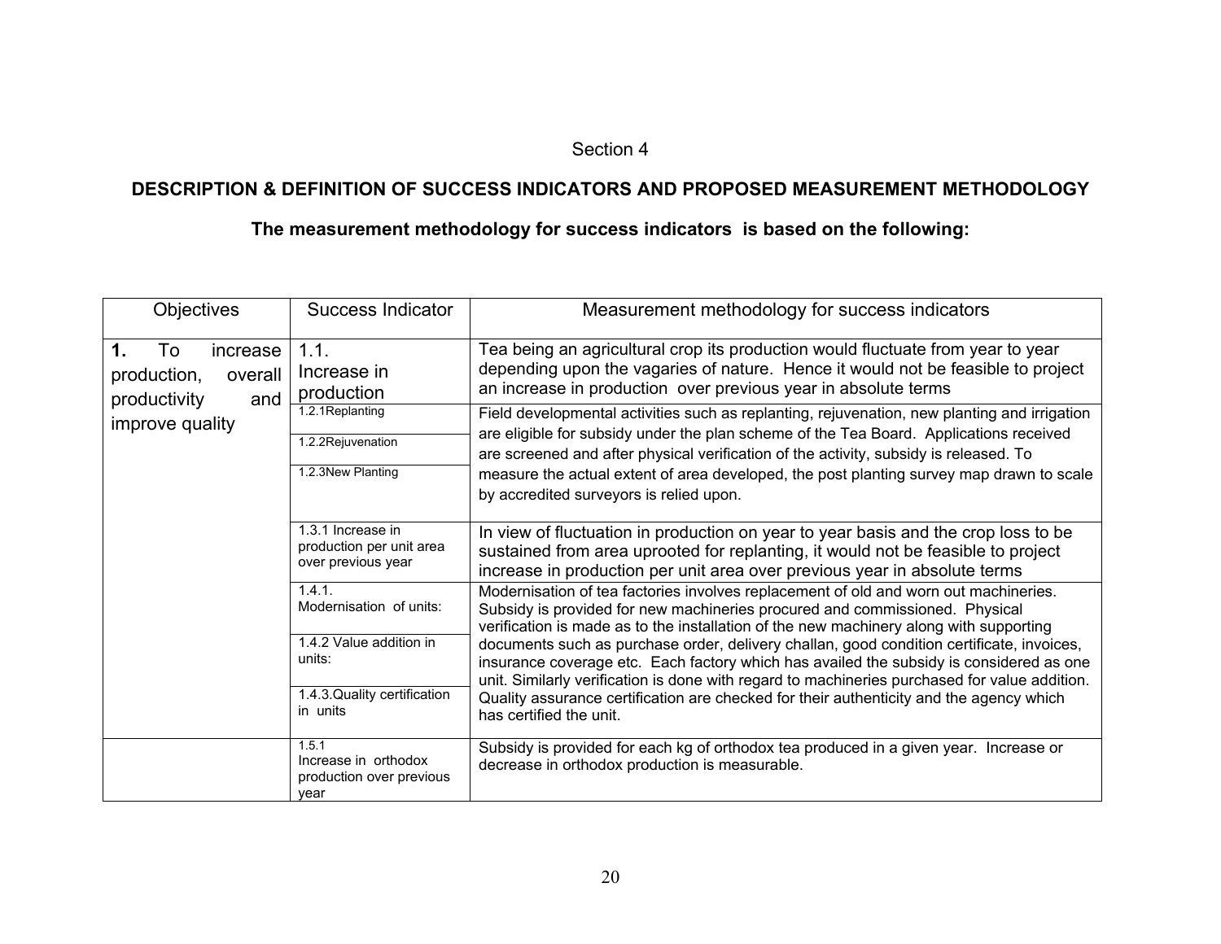Section 4

## DESCRIPTION & DEFINITION OF SUCCESS INDICATORS AND PROPOSED MEASUREMENT METHODOLOGY

### The measurement methodology for success indicators is based on the following:

| Objectives | Success Indicator | Measurement methodology for success indicators |
|---|---|---|
| **1.** To increase production, overall productivity and improve quality | 1.1. Increase in production | Tea being an agricultural crop its production would fluctuate from year to year depending upon the vagaries of nature. Hence it would not be feasible to project an increase in production over previous year in absolute terms |
| | 1.2.1Replanting | Field developmental activities such as replanting, rejuvenation, new planting and irrigation are eligible for subsidy under the plan scheme of the Tea Board. Applications received are screened and after physical verification of the activity, subsidy is released. To measure the actual extent of area developed, the post planting survey map drawn to scale by accredited surveyors is relied upon. |
| | 1.2.2Rejuvenation | |
| | 1.2.3New Planting | |
| | 1.3.1 Increase in production per unit area over previous year | In view of fluctuation in production on year to year basis and the crop loss to be sustained from area uprooted for replanting, it would not be feasible to project increase in production per unit area over previous year in absolute terms |
| | 1.4.1. Modernisation of units: | Modernisation of tea factories involves replacement of old and worn out machineries. Subsidy is provided for new machineries procured and commissioned. Physical verification is made as to the installation of the new machinery along with supporting documents such as purchase order, delivery challan, good condition certificate, invoices, insurance coverage etc. Each factory which has availed the subsidy is considered as one unit. Similarly verification is done with regard to machineries purchased for value addition. Quality assurance certification are checked for their authenticity and the agency which has certified the unit. |
| | 1.4.2 Value addition in units: | |
| | 1.4.3.Quality certification in units | |
| | 1.5.1 Increase in orthodox production over previous year | Subsidy is provided for each kg of orthodox tea produced in a given year. Increase or decrease in orthodox production is measurable. |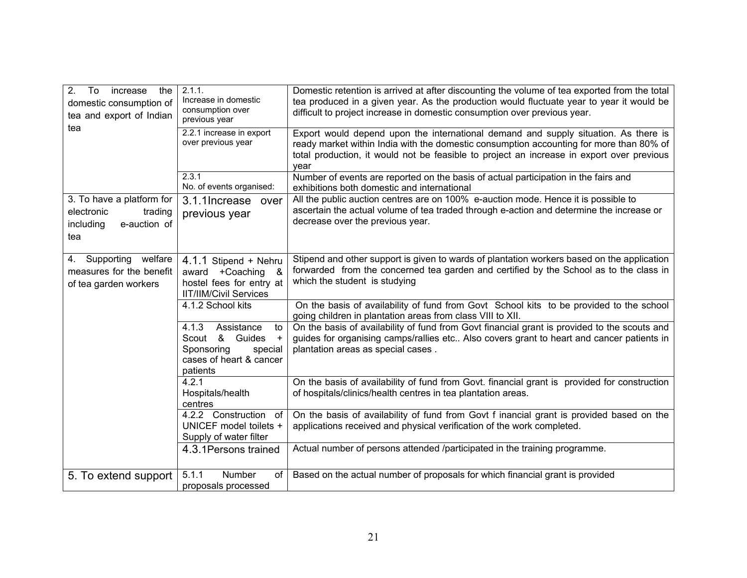| | | |
|---|---|---|
| 2. To increase the domestic consumption of tea and export of Indian tea | 2.1.1. Increase in domestic consumption over previous year | Domestic retention is arrived at after discounting the volume of tea exported from the total tea produced in a given year. As the production would fluctuate year to year it would be difficult to project increase in domestic consumption over previous year. |
| | 2.2.1 increase in export over previous year | Export would depend upon the international demand and supply situation. As there is ready market within India with the domestic consumption accounting for more than 80% of total production, it would not be feasible to project an increase in export over previous year |
| | 2.3.1 No. of events organised: | Number of events are reported on the basis of actual participation in the fairs and exhibitions both domestic and international |
| 3. To have a platform for electronic trading including e-auction of tea | 3.1.1Increase over previous year | All the public auction centres are on 100% e-auction mode. Hence it is possible to ascertain the actual volume of tea traded through e-action and determine the increase or decrease over the previous year. |
| 4. Supporting welfare measures for the benefit of tea garden workers | 4.1.1 Stipend + Nehru award +Coaching & hostel fees for entry at IIT/IIM/Civil Services | Stipend and other support is given to wards of plantation workers based on the application forwarded from the concerned tea garden and certified by the School as to the class in which the student is studying |
| | 4.1.2 School kits | On the basis of availability of fund from Govt School kits to be provided to the school going children in plantation areas from class VIII to XII. |
| | 4.1.3 Assistance to Scout & Guides + Sponsoring special cases of heart & cancer patients | On the basis of availability of fund from Govt financial grant is provided to the scouts and guides for organising camps/rallies etc.. Also covers grant to heart and cancer patients in plantation areas as special cases . |
| | 4.2.1 Hospitals/health centres | On the basis of availability of fund from Govt. financial grant is provided for construction of hospitals/clinics/health centres in tea plantation areas. |
| | 4.2.2 Construction of UNICEF model toilets + Supply of water filter | On the basis of availability of fund from Govt f inancial grant is provided based on the applications received and physical verification of the work completed. |
| | 4.3.1Persons trained | Actual number of persons attended /participated in the training programme. |
| 5. To extend support | 5.1.1 Number of proposals processed | Based on the actual number of proposals for which financial grant is provided |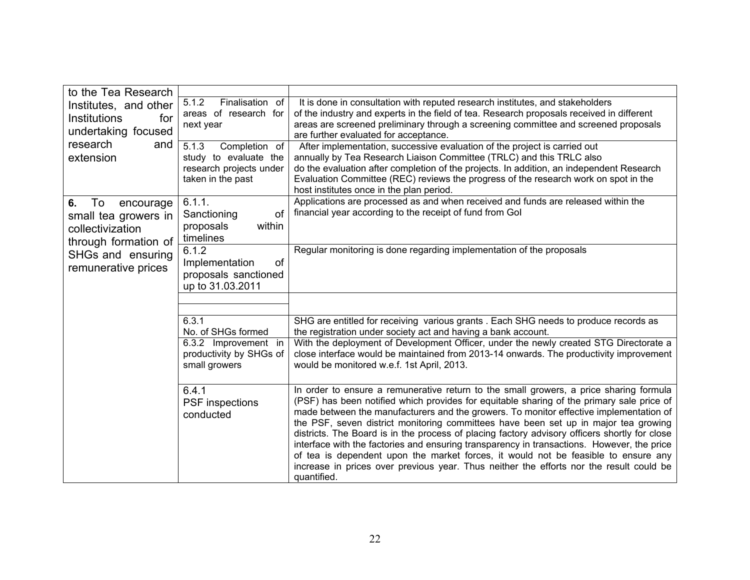| | | |
|---|---|---|
| to the Tea Research Institutes, and other Institutions for undertaking focused research and extension | | |
| | 5.1.2 Finalisation of areas of research for next year | It is done in consultation with reputed research institutes, and stakeholders of the industry and experts in the field of tea. Research proposals received in different areas are screened preliminary through a screening committee and screened proposals are further evaluated for acceptance. |
| | 5.1.3 Completion of study to evaluate the research projects under taken in the past | After implementation, successive evaluation of the project is carried out annually by Tea Research Liaison Committee (TRLC) and this TRLC also do the evaluation after completion of the projects. In addition, an independent Research Evaluation Committee (REC) reviews the progress of the research work on spot in the host institutes once in the plan period. |
| **6.** To encourage small tea growers in collectivization through formation of SHGs and ensuring remunerative prices | 6.1.1. Sanctioning of proposals within timelines | Applications are processed as and when received and funds are released within the financial year according to the receipt of fund from GoI |
| | 6.1.2 Implementation of proposals sanctioned up to 31.03.2011 | Regular monitoring is done regarding implementation of the proposals |
| | | |
| | | |
| | 6.3.1 No. of SHGs formed | SHG are entitled for receiving various grants . Each SHG needs to produce records as the registration under society act and having a bank account. |
| | 6.3.2 Improvement in productivity by SHGs of small growers | With the deployment of Development Officer, under the newly created STG Directorate a close interface would be maintained from 2013-14 onwards. The productivity improvement would be monitored w.e.f. 1st April, 2013. |
| | 6.4.1 PSF inspections conducted | In order to ensure a remunerative return to the small growers, a price sharing formula (PSF) has been notified which provides for equitable sharing of the primary sale price of made between the manufacturers and the growers. To monitor effective implementation of the PSF, seven district monitoring committees have been set up in major tea growing districts. The Board is in the process of placing factory advisory officers shortly for close interface with the factories and ensuring transparency in transactions. However, the price of tea is dependent upon the market forces, it would not be feasible to ensure any increase in prices over previous year. Thus neither the efforts nor the result could be quantified. |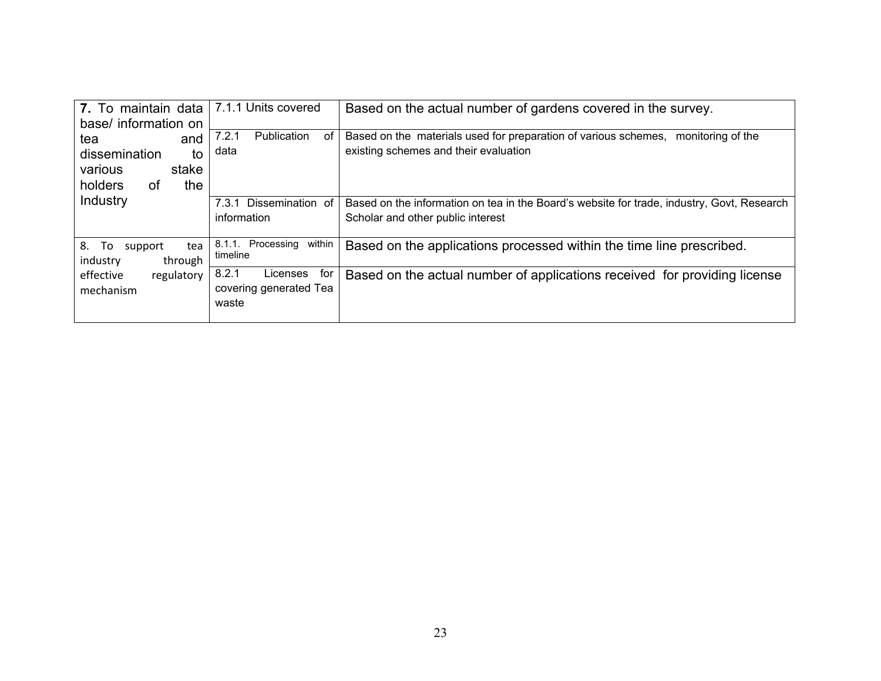| | | |
|---|---|---|
| **7.** To maintain data base/ information on tea and dissemination to various stake holders of the Industry | 7.1.1 Units covered | Based on the actual number of gardens covered in the survey. |
| | 7.2.1 Publication of data | Based on the materials used for preparation of various schemes, monitoring of the existing schemes and their evaluation |
| | 7.3.1 Dissemination of information | Based on the information on tea in the Board's website for trade, industry, Govt, Research Scholar and other public interest |
| 8. To support tea industry through effective regulatory mechanism | 8.1.1. Processing within timeline | Based on the applications processed within the time line prescribed. |
| | 8.2.1 Licenses for covering generated Tea waste | Based on the actual number of applications received for providing license |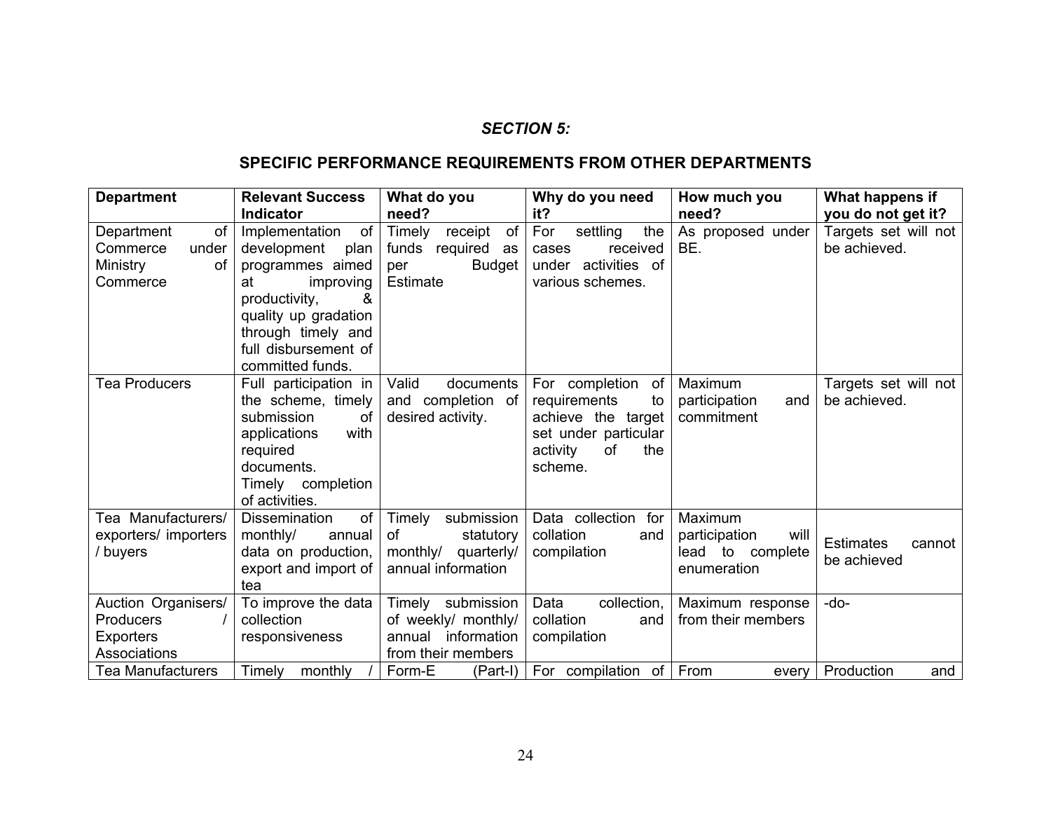### *SECTION 5:*

### SPECIFIC PERFORMANCE REQUIREMENTS FROM OTHER DEPARTMENTS

| Department | Relevant Success Indicator | What do you need? | Why do you need it? | How much you need? | What happens if you do not get it? |
|---|---|---|---|---|---|
| Department of Commerce under Ministry of Commerce | Implementation of development plan programmes aimed at improving productivity, & quality up gradation through timely and full disbursement of committed funds. | Timely receipt of funds required as per Budget Estimate | For settling the cases received under activities of various schemes. | As proposed under BE. | Targets set will not be achieved. |
| Tea Producers | Full participation in the scheme, timely submission of applications with required documents. Timely completion of activities. | Valid documents and completion of desired activity. | For completion of requirements to achieve the target set under particular activity of the scheme. | Maximum participation and commitment | Targets set will not be achieved. |
| Tea Manufacturers/ exporters/ importers / buyers | Dissemination of monthly/ annual data on production, export and import of tea | Timely submission of statutory monthly/ quarterly/ annual information | Data collection for collation and compilation | Maximum participation will lead to complete enumeration | Estimates cannot be achieved |
| Auction Organisers/ Producers / Exporters Associations | To improve the data collection responsiveness | Timely submission of weekly/ monthly/ annual information from their members | Data collection, collation and compilation | Maximum response from their members | -do- |
| Tea Manufacturers | Timely monthly / | Form-E (Part-I) | For compilation of | From every | Production and |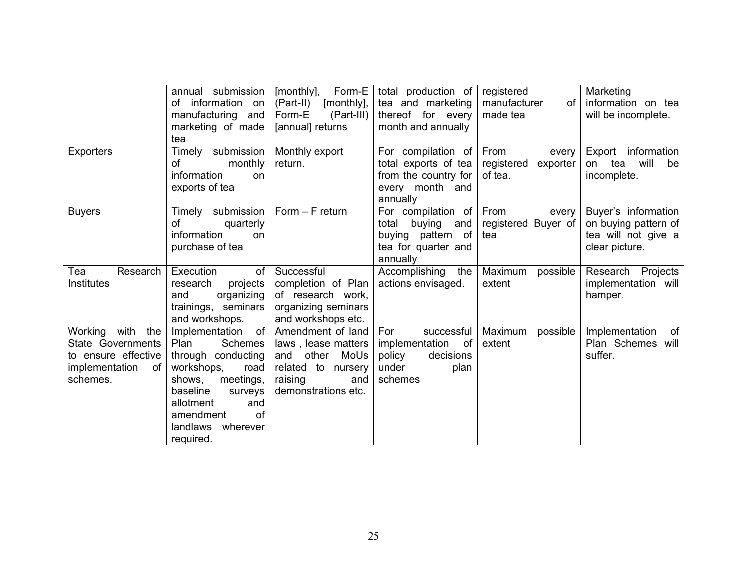| | | | | | |
|---|---|---|---|---|---|
| | annual submission of information on manufacturing and marketing of made tea | [monthly], Form-E (Part-II) [monthly], Form-E (Part-III) [annual] returns | total production of tea and marketing thereof for every month and annually | registered manufacturer of made tea | Marketing information on tea will be incomplete. |
| Exporters | Timely submission of monthly information on exports of tea | Monthly export return. | For compilation of total exports of tea from the country for every month and annually | From every registered exporter of tea. | Export information on tea will be incomplete. |
| Buyers | Timely submission of quarterly information on purchase of tea | Form – F return | For compilation of total buying and buying pattern of tea for quarter and annually | From every registered Buyer of tea. | Buyer's information on buying pattern of tea will not give a clear picture. |
| Tea Research Institutes | Execution of research projects and organizing trainings, seminars and workshops. | Successful completion of Plan of research work, organizing seminars and workshops etc. | Accomplishing the actions envisaged. | Maximum possible extent | Research Projects implementation will hamper. |
| Working with the State Governments to ensure effective implementation of schemes. | Implementation of Plan Schemes through conducting workshops, road shows, meetings, baseline surveys allotment and amendment of landlaws wherever required. | Amendment of land laws , lease matters and other MoUs related to nursery raising and demonstrations etc. | For successful implementation of policy decisions under plan schemes | Maximum possible extent | Implementation of Plan Schemes will suffer. |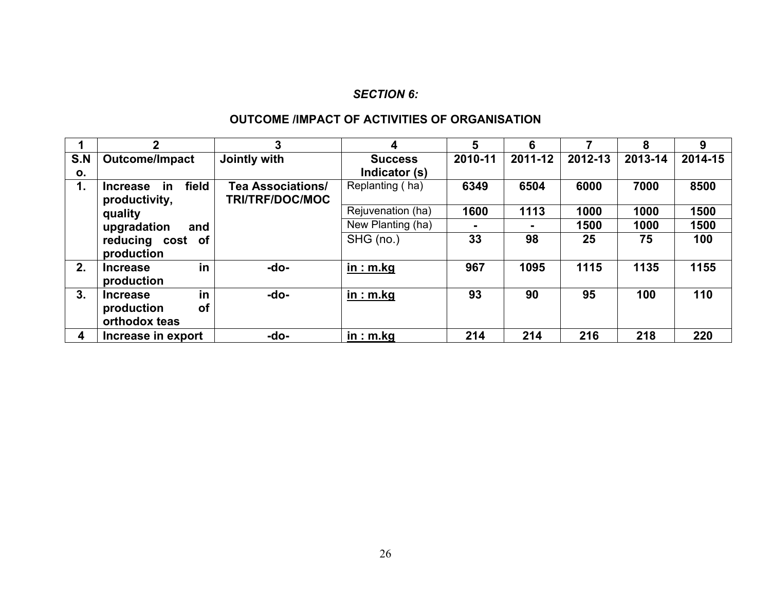## *SECTION 6:*

## OUTCOME /IMPACT OF ACTIVITIES OF ORGANISATION

| 1 | 2 | 3 | 4 | 5 | 6 | 7 | 8 | 9 |
|---|---|---|---|---|---|---|---|---|
| **S.No.** | **Outcome/Impact** | **Jointly with** | **Success Indicator (s)** | **2010-11** | **2011-12** | **2012-13** | **2013-14** | **2014-15** |
| **1.** | **Increase in field productivity, quality upgradation and reducing cost of production** | **Tea Associations/ TRI/TRF/DOC/MOC** | Replanting ( ha) | **6349** | **6504** | **6000** | **7000** | **8500** |
| | | | Rejuvenation (ha) | **1600** | **1113** | **1000** | **1000** | **1500** |
| | | | New Planting (ha) | **-** | **-** | **1500** | **1000** | **1500** |
| | | | SHG (no.) | **33** | **98** | **25** | **75** | **100** |
| **2.** | **Increase in production** | **-do-** | **in : m.kg** | **967** | **1095** | **1115** | **1135** | **1155** |
| **3.** | **Increase in production of orthodox teas** | **-do-** | **in : m.kg** | **93** | **90** | **95** | **100** | **110** |
| **4** | **Increase in export** | **-do-** | **in : m.kg** | **214** | **214** | **216** | **218** | **220** |